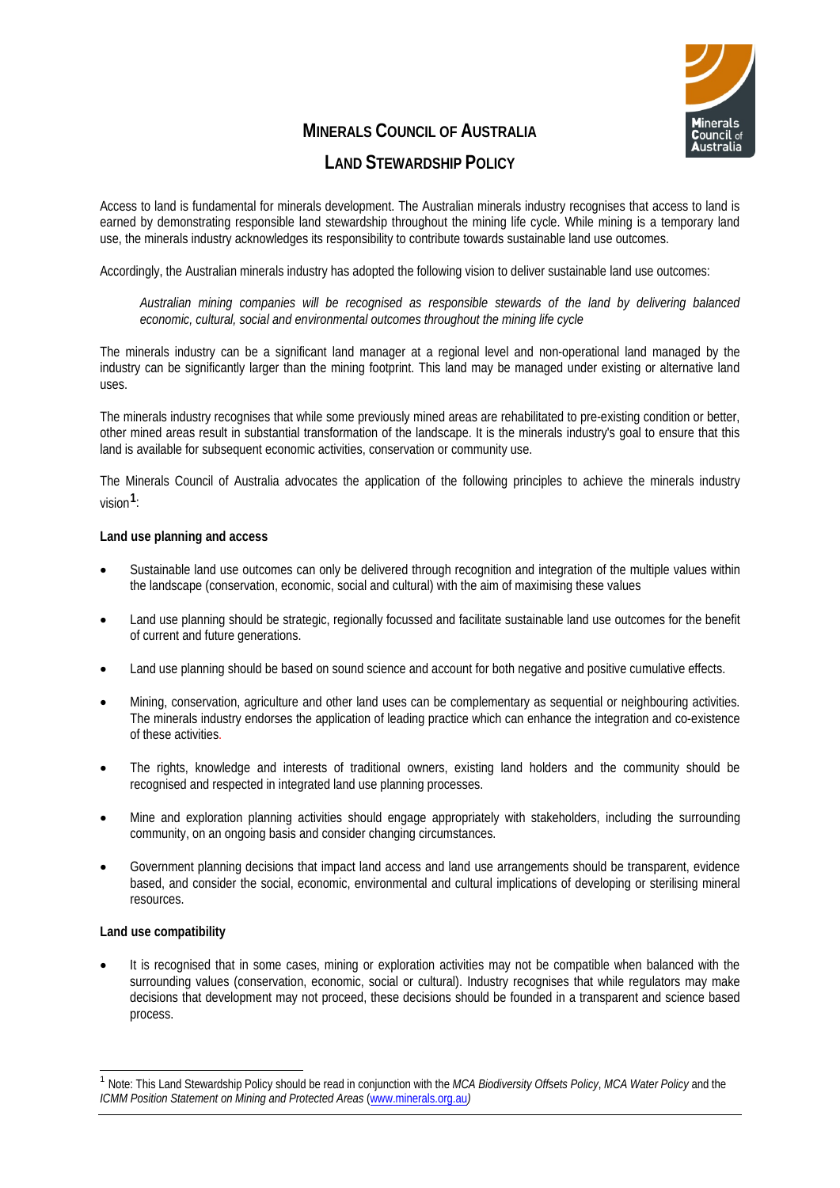# MINERALS COUNCIL OF AUSTRALIA

## LAND STEWARDSHIP POLICY

Access to land is fundamental for minerals development. The Australian minerals industry recognises that access to land is earned by demonstrating responsible land stewardship throughout the mining life cycle. While mining is a temporary land use, the minerals industry acknowledges its responsibility to contribute towards sustainable land use outcomes.

Accordingly, the Australian minerals industry has adopted the following vision to deliver sustainable land use outcomes:

> *Australian mining companies will be recognised as responsible stewards of the land by delivering balanced economic, cultural, social and environmental outcomes throughout the mining life cycle*

The minerals industry can be a significant land manager at a regional level and non-operational land managed by the industry can be significantly larger than the mining footprint. This land may be managed under existing or alternative land uses.

The minerals industry recognises that while some previously mined areas are rehabilitated to pre-existing condition or better, other mined areas result in substantial transformation of the landscape. It is the minerals industry's goal to ensure that this land is available for subsequent economic activities, conservation or community use.

The Minerals Council of Australia advocates the application of the following principles to achieve the minerals industry vision[1]:

**Land use planning and access**

- Sustainable land use outcomes can only be delivered through recognition and integration of the multiple values within the landscape (conservation, economic, social and cultural) with the aim of maximising these values
- Land use planning should be strategic, regionally focussed and facilitate sustainable land use outcomes for the benefit of current and future generations.
- Land use planning should be based on sound science and account for both negative and positive cumulative effects.
- Mining, conservation, agriculture and other land uses can be complementary as sequential or neighbouring activities. The minerals industry endorses the application of leading practice which can enhance the integration and co-existence of these activities.
- The rights, knowledge and interests of traditional owners, existing land holders and the community should be recognised and respected in integrated land use planning processes.
- Mine and exploration planning activities should engage appropriately with stakeholders, including the surrounding community, on an ongoing basis and consider changing circumstances.
- Government planning decisions that impact land access and land use arrangements should be transparent, evidence based, and consider the social, economic, environmental and cultural implications of developing or sterilising mineral resources.

**Land use compatibility**

- It is recognised that in some cases, mining or exploration activities may not be compatible when balanced with the surrounding values (conservation, economic, social or cultural). Industry recognises that while regulators may make decisions that development may not proceed, these decisions should be founded in a transparent and science based process.

---

[1] Note: This Land Stewardship Policy should be read in conjunction with the *MCA Biodiversity Offsets Policy*, *MCA Water Policy* and the *ICMM Position Statement on Mining and Protected Areas* (www.minerals.org.au)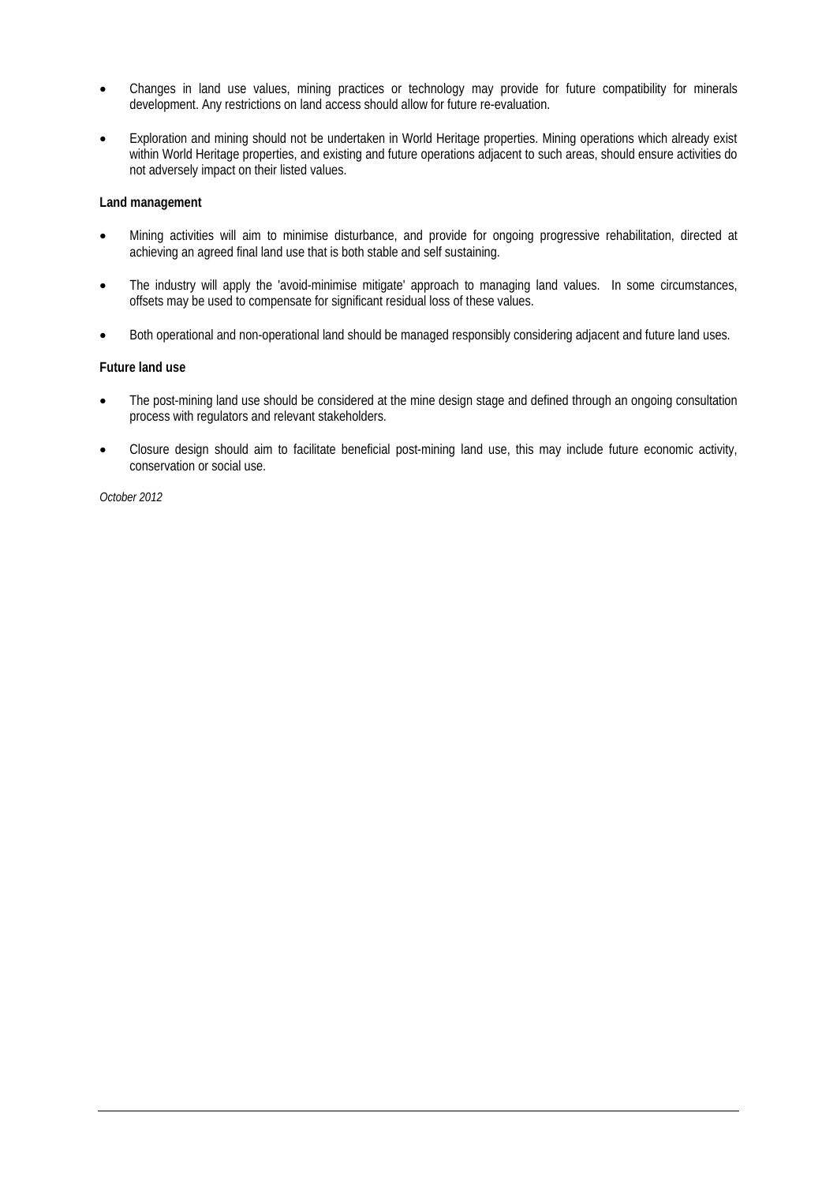- Changes in land use values, mining practices or technology may provide for future compatibility for minerals development. Any restrictions on land access should allow for future re-evaluation.

- Exploration and mining should not be undertaken in World Heritage properties. Mining operations which already exist within World Heritage properties, and existing and future operations adjacent to such areas, should ensure activities do not adversely impact on their listed values.

**Land management**

- Mining activities will aim to minimise disturbance, and provide for ongoing progressive rehabilitation, directed at achieving an agreed final land use that is both stable and self sustaining.

- The industry will apply the 'avoid-minimise mitigate' approach to managing land values. In some circumstances, offsets may be used to compensate for significant residual loss of these values.

- Both operational and non-operational land should be managed responsibly considering adjacent and future land uses.

**Future land use**

- The post-mining land use should be considered at the mine design stage and defined through an ongoing consultation process with regulators and relevant stakeholders.

- Closure design should aim to facilitate beneficial post-mining land use, this may include future economic activity, conservation or social use.

*October 2012*